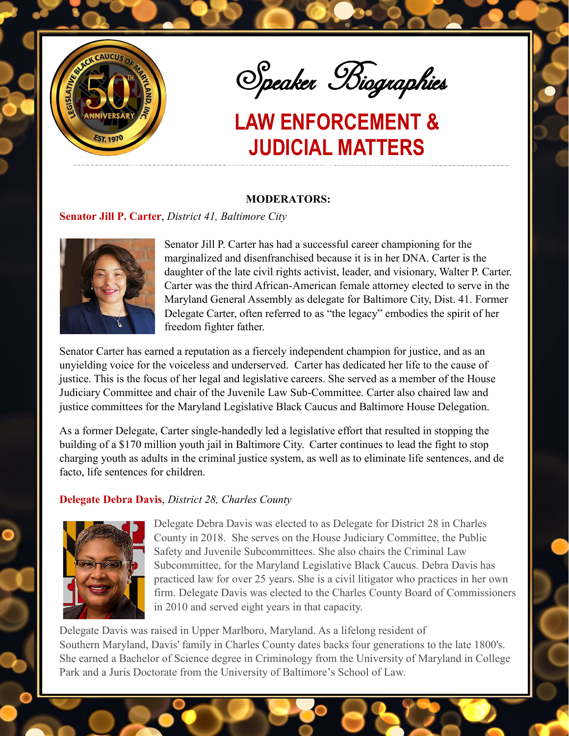# Speaker Biographies

## LAW ENFORCEMENT & JUDICIAL MATTERS

**MODERATORS:**

**Senator Jill P. Carter**, *District 41, Baltimore City*

Senator Jill P. Carter has had a successful career championing for the marginalized and disenfranchised because it is in her DNA. Carter is the daughter of the late civil rights activist, leader, and visionary, Walter P. Carter. Carter was the third African-American female attorney elected to serve in the Maryland General Assembly as delegate for Baltimore City, Dist. 41. Former Delegate Carter, often referred to as "the legacy" embodies the spirit of her freedom fighter father.

Senator Carter has earned a reputation as a fiercely independent champion for justice, and as an unyielding voice for the voiceless and underserved. Carter has dedicated her life to the cause of justice. This is the focus of her legal and legislative careers. She served as a member of the House Judiciary Committee and chair of the Juvenile Law Sub-Committee. Carter also chaired law and justice committees for the Maryland Legislative Black Caucus and Baltimore House Delegation.

As a former Delegate, Carter single-handedly led a legislative effort that resulted in stopping the building of a $170 million youth jail in Baltimore City. Carter continues to lead the fight to stop charging youth as adults in the criminal justice system, as well as to eliminate life sentences, and de facto, life sentences for children.

**Delegate Debra Davis**, *District 28, Charles County*

Delegate Debra Davis was elected to as Delegate for District 28 in Charles County in 2018. She serves on the House Judiciary Committee, the Public Safety and Juvenile Subcommittees. She also chairs the Criminal Law Subcommittee, for the Maryland Legislative Black Caucus. Debra Davis has practiced law for over 25 years. She is a civil litigator who practices in her own firm. Delegate Davis was elected to the Charles County Board of Commissioners in 2010 and served eight years in that capacity.

Delegate Davis was raised in Upper Marlboro, Maryland. As a lifelong resident of Southern Maryland, Davis' family in Charles County dates backs four generations to the late 1800's. She earned a Bachelor of Science degree in Criminology from the University of Maryland in College Park and a Juris Doctorate from the University of Baltimore's School of Law.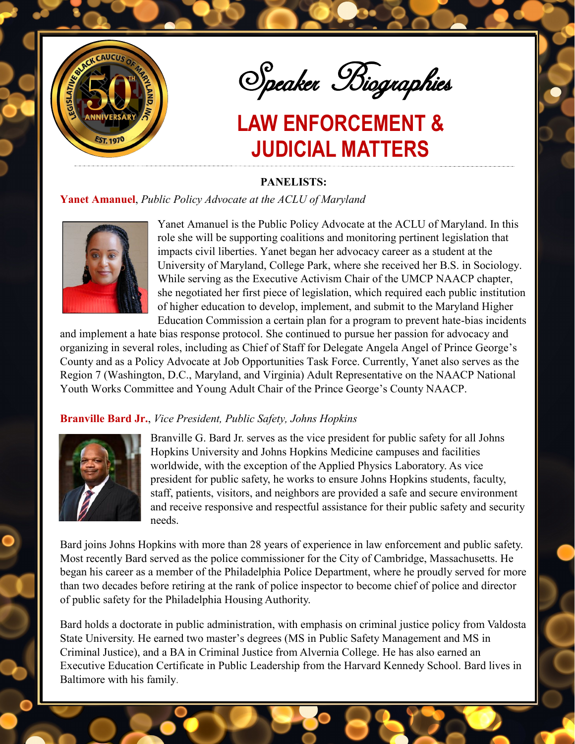# Speaker Biographies

## LAW ENFORCEMENT & JUDICIAL MATTERS

**PANELISTS:**

**Yanet Amanuel**, *Public Policy Advocate at the ACLU of Maryland*

Yanet Amanuel is the Public Policy Advocate at the ACLU of Maryland. In this role she will be supporting coalitions and monitoring pertinent legislation that impacts civil liberties. Yanet began her advocacy career as a student at the University of Maryland, College Park, where she received her B.S. in Sociology. While serving as the Executive Activism Chair of the UMCP NAACP chapter, she negotiated her first piece of legislation, which required each public institution of higher education to develop, implement, and submit to the Maryland Higher Education Commission a certain plan for a program to prevent hate-bias incidents and implement a hate bias response protocol. She continued to pursue her passion for advocacy and organizing in several roles, including as Chief of Staff for Delegate Angela Angel of Prince George's County and as a Policy Advocate at Job Opportunities Task Force. Currently, Yanet also serves as the Region 7 (Washington, D.C., Maryland, and Virginia) Adult Representative on the NAACP National Youth Works Committee and Young Adult Chair of the Prince George's County NAACP.

**Branville Bard Jr.**, *Vice President, Public Safety, Johns Hopkins*

Branville G. Bard Jr. serves as the vice president for public safety for all Johns Hopkins University and Johns Hopkins Medicine campuses and facilities worldwide, with the exception of the Applied Physics Laboratory. As vice president for public safety, he works to ensure Johns Hopkins students, faculty, staff, patients, visitors, and neighbors are provided a safe and secure environment and receive responsive and respectful assistance for their public safety and security needs.

Bard joins Johns Hopkins with more than 28 years of experience in law enforcement and public safety. Most recently Bard served as the police commissioner for the City of Cambridge, Massachusetts. He began his career as a member of the Philadelphia Police Department, where he proudly served for more than two decades before retiring at the rank of police inspector to become chief of police and director of public safety for the Philadelphia Housing Authority.

Bard holds a doctorate in public administration, with emphasis on criminal justice policy from Valdosta State University. He earned two master's degrees (MS in Public Safety Management and MS in Criminal Justice), and a BA in Criminal Justice from Alvernia College. He has also earned an Executive Education Certificate in Public Leadership from the Harvard Kennedy School. Bard lives in Baltimore with his family.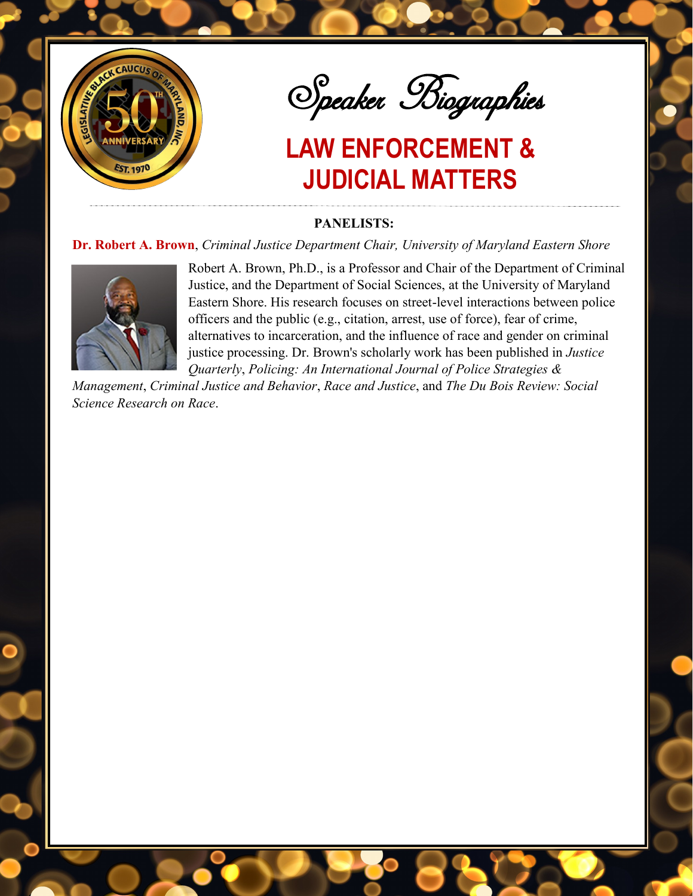# Speaker Biographies

## LAW ENFORCEMENT & JUDICIAL MATTERS

**PANELISTS:**

**Dr. Robert A. Brown**, *Criminal Justice Department Chair, University of Maryland Eastern Shore*

Robert A. Brown, Ph.D., is a Professor and Chair of the Department of Criminal Justice, and the Department of Social Sciences, at the University of Maryland Eastern Shore. His research focuses on street-level interactions between police officers and the public (e.g., citation, arrest, use of force), fear of crime, alternatives to incarceration, and the influence of race and gender on criminal justice processing. Dr. Brown's scholarly work has been published in *Justice Quarterly*, *Policing: An International Journal of Police Strategies & Management*, *Criminal Justice and Behavior*, *Race and Justice*, and *The Du Bois Review: Social Science Research on Race*.